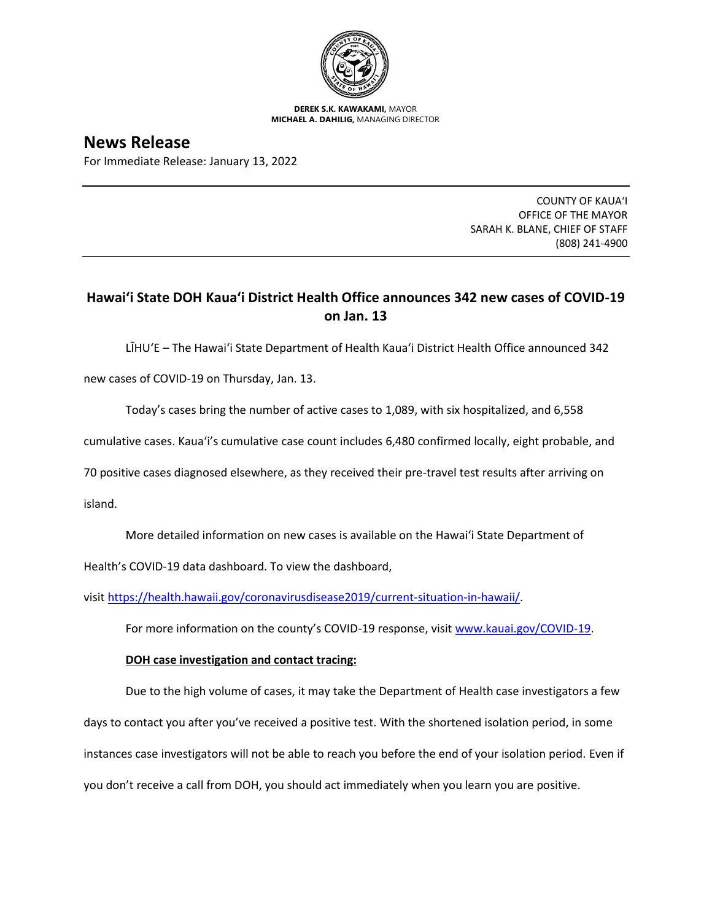**DEREK S.K. KAWAKAMI,** MAYOR
**MICHAEL A. DAHILIG,** MANAGING DIRECTOR

# News Release

For Immediate Release: January 13, 2022

COUNTY OF KAUAʻI
OFFICE OF THE MAYOR
SARAH K. BLANE, CHIEF OF STAFF
(808) 241-4900

## Hawaiʻi State DOH Kauaʻi District Health Office announces 342 new cases of COVID-19 on Jan. 13

LĪHUʻE – The Hawaiʻi State Department of Health Kauaʻi District Health Office announced 342 new cases of COVID-19 on Thursday, Jan. 13.

Today's cases bring the number of active cases to 1,089, with six hospitalized, and 6,558 cumulative cases. Kauaʻi's cumulative case count includes 6,480 confirmed locally, eight probable, and 70 positive cases diagnosed elsewhere, as they received their pre-travel test results after arriving on island.

More detailed information on new cases is available on the Hawaiʻi State Department of Health's COVID-19 data dashboard. To view the dashboard, visit https://health.hawaii.gov/coronavirusdisease2019/current-situation-in-hawaii/.

For more information on the county's COVID-19 response, visit www.kauai.gov/COVID-19.

**DOH case investigation and contact tracing:**

Due to the high volume of cases, it may take the Department of Health case investigators a few days to contact you after you've received a positive test. With the shortened isolation period, in some instances case investigators will not be able to reach you before the end of your isolation period. Even if you don't receive a call from DOH, you should act immediately when you learn you are positive.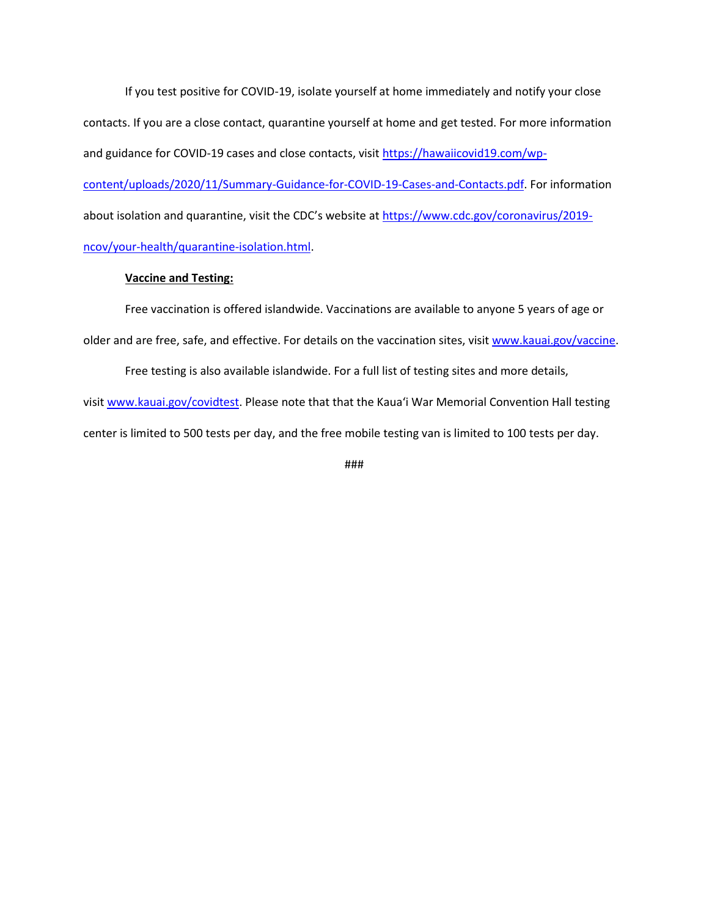If you test positive for COVID-19, isolate yourself at home immediately and notify your close contacts. If you are a close contact, quarantine yourself at home and get tested. For more information and guidance for COVID-19 cases and close contacts, visit https://hawaiicovid19.com/wp-content/uploads/2020/11/Summary-Guidance-for-COVID-19-Cases-and-Contacts.pdf. For information about isolation and quarantine, visit the CDC's website at https://www.cdc.gov/coronavirus/2019-ncov/your-health/quarantine-isolation.html.

**Vaccine and Testing:**

Free vaccination is offered islandwide. Vaccinations are available to anyone 5 years of age or older and are free, safe, and effective. For details on the vaccination sites, visit www.kauai.gov/vaccine.

Free testing is also available islandwide. For a full list of testing sites and more details, visit www.kauai.gov/covidtest. Please note that that the Kaua'i War Memorial Convention Hall testing center is limited to 500 tests per day, and the free mobile testing van is limited to 100 tests per day.

###